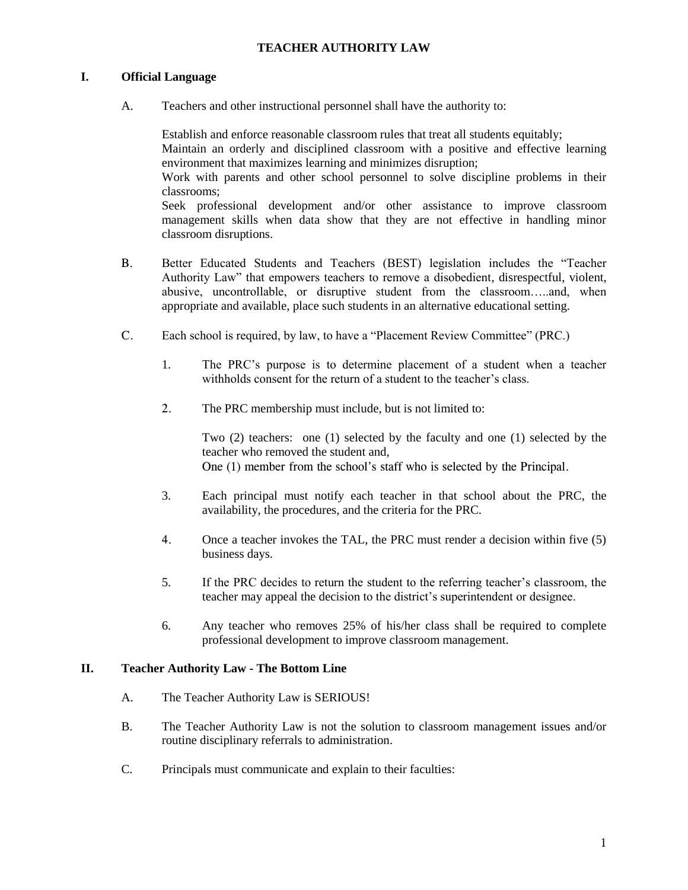# TEACHER AUTHORITY LAW

## I. Official Language

A. Teachers and other instructional personnel shall have the authority to:

Establish and enforce reasonable classroom rules that treat all students equitably;
Maintain an orderly and disciplined classroom with a positive and effective learning environment that maximizes learning and minimizes disruption;
Work with parents and other school personnel to solve discipline problems in their classrooms;
Seek professional development and/or other assistance to improve classroom management skills when data show that they are not effective in handling minor classroom disruptions.

B. Better Educated Students and Teachers (BEST) legislation includes the "Teacher Authority Law" that empowers teachers to remove a disobedient, disrespectful, violent, abusive, uncontrollable, or disruptive student from the classroom…..and, when appropriate and available, place such students in an alternative educational setting.

C. Each school is required, by law, to have a "Placement Review Committee" (PRC.)

1. The PRC's purpose is to determine placement of a student when a teacher withholds consent for the return of a student to the teacher's class.

2. The PRC membership must include, but is not limited to:

   Two (2) teachers: one (1) selected by the faculty and one (1) selected by the teacher who removed the student and,
   One (1) member from the school's staff who is selected by the Principal.

3. Each principal must notify each teacher in that school about the PRC, the availability, the procedures, and the criteria for the PRC.

4. Once a teacher invokes the TAL, the PRC must render a decision within five (5) business days.

5. If the PRC decides to return the student to the referring teacher's classroom, the teacher may appeal the decision to the district's superintendent or designee.

6. Any teacher who removes 25% of his/her class shall be required to complete professional development to improve classroom management.

## II. Teacher Authority Law - The Bottom Line

A. The Teacher Authority Law is SERIOUS!

B. The Teacher Authority Law is not the solution to classroom management issues and/or routine disciplinary referrals to administration.

C. Principals must communicate and explain to their faculties: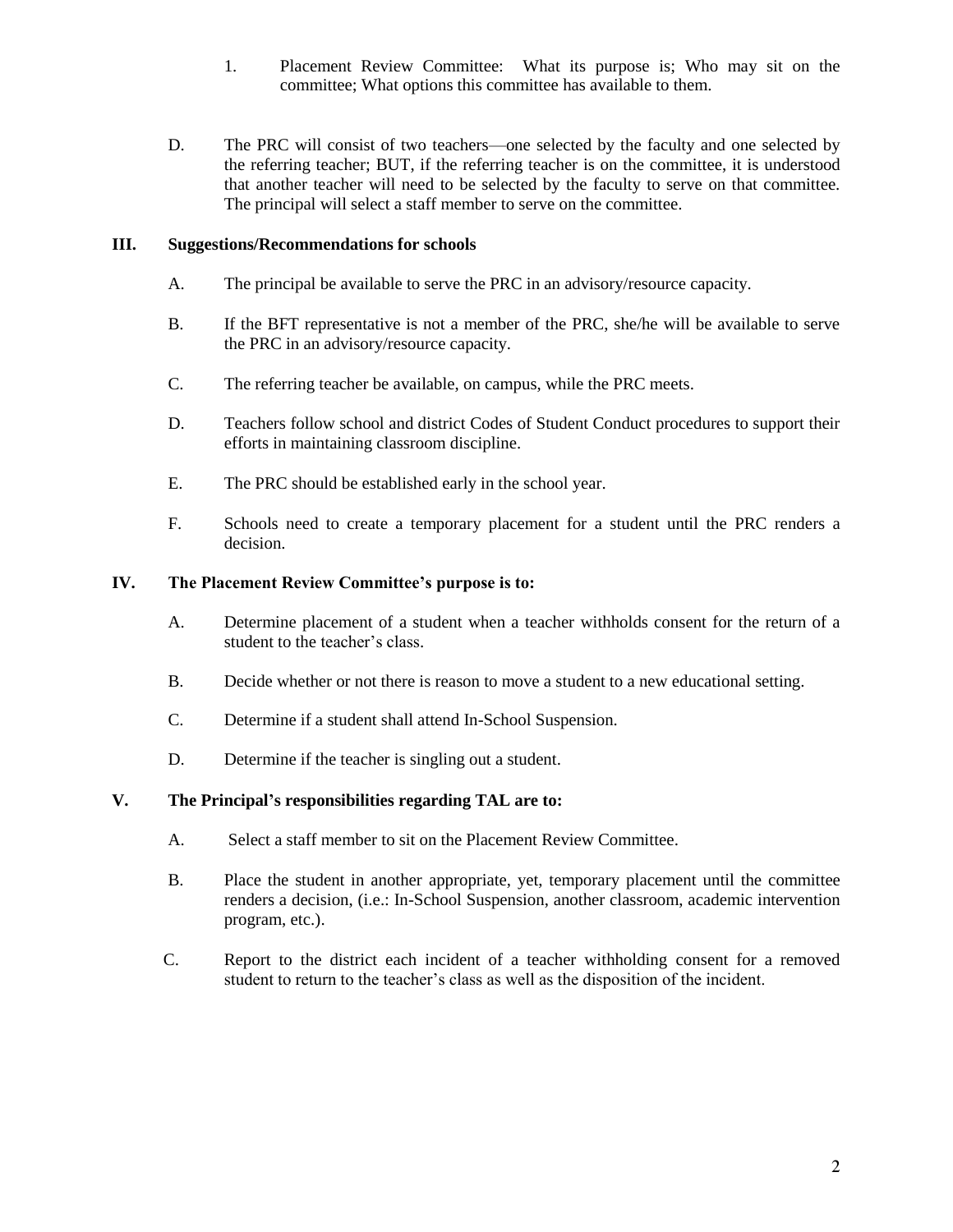1. Placement Review Committee: What its purpose is; Who may sit on the committee; What options this committee has available to them.

D. The PRC will consist of two teachers—one selected by the faculty and one selected by the referring teacher; BUT, if the referring teacher is on the committee, it is understood that another teacher will need to be selected by the faculty to serve on that committee. The principal will select a staff member to serve on the committee.

## III. Suggestions/Recommendations for schools

A. The principal be available to serve the PRC in an advisory/resource capacity.

B. If the BFT representative is not a member of the PRC, she/he will be available to serve the PRC in an advisory/resource capacity.

C. The referring teacher be available, on campus, while the PRC meets.

D. Teachers follow school and district Codes of Student Conduct procedures to support their efforts in maintaining classroom discipline.

E. The PRC should be established early in the school year.

F. Schools need to create a temporary placement for a student until the PRC renders a decision.

## IV. The Placement Review Committee's purpose is to:

A. Determine placement of a student when a teacher withholds consent for the return of a student to the teacher's class.

B. Decide whether or not there is reason to move a student to a new educational setting.

C. Determine if a student shall attend In-School Suspension.

D. Determine if the teacher is singling out a student.

## V. The Principal's responsibilities regarding TAL are to:

A. Select a staff member to sit on the Placement Review Committee.

B. Place the student in another appropriate, yet, temporary placement until the committee renders a decision, (i.e.: In-School Suspension, another classroom, academic intervention program, etc.).

C. Report to the district each incident of a teacher withholding consent for a removed student to return to the teacher's class as well as the disposition of the incident.